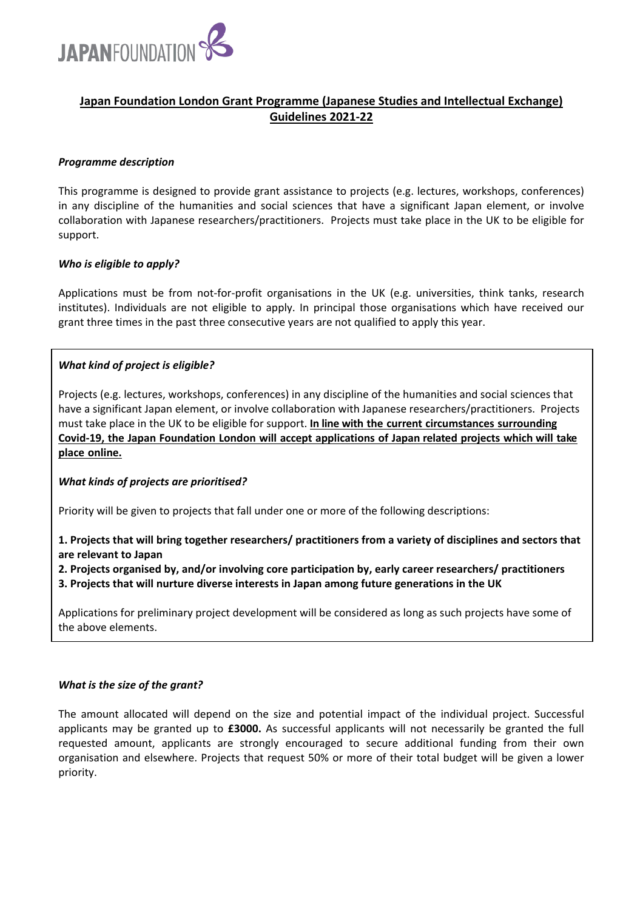JAPANFOUNDATION

# Japan Foundation London Grant Programme (Japanese Studies and Intellectual Exchange) Guidelines 2021-22

### *Programme description*

This programme is designed to provide grant assistance to projects (e.g. lectures, workshops, conferences) in any discipline of the humanities and social sciences that have a significant Japan element, or involve collaboration with Japanese researchers/practitioners. Projects must take place in the UK to be eligible for support.

### *Who is eligible to apply?*

Applications must be from not-for-profit organisations in the UK (e.g. universities, think tanks, research institutes). Individuals are not eligible to apply. In principal those organisations which have received our grant three times in the past three consecutive years are not qualified to apply this year.

### *What kind of project is eligible?*

Projects (e.g. lectures, workshops, conferences) in any discipline of the humanities and social sciences that have a significant Japan element, or involve collaboration with Japanese researchers/practitioners. Projects must take place in the UK to be eligible for support. **In line with the current circumstances surrounding Covid-19, the Japan Foundation London will accept applications of Japan related projects which will take place online.**

### *What kinds of projects are prioritised?*

Priority will be given to projects that fall under one or more of the following descriptions:

**1. Projects that will bring together researchers/ practitioners from a variety of disciplines and sectors that are relevant to Japan**
**2. Projects organised by, and/or involving core participation by, early career researchers/ practitioners**
**3. Projects that will nurture diverse interests in Japan among future generations in the UK**

Applications for preliminary project development will be considered as long as such projects have some of the above elements.

### *What is the size of the grant?*

The amount allocated will depend on the size and potential impact of the individual project. Successful applicants may be granted up to **£3000.** As successful applicants will not necessarily be granted the full requested amount, applicants are strongly encouraged to secure additional funding from their own organisation and elsewhere. Projects that request 50% or more of their total budget will be given a lower priority.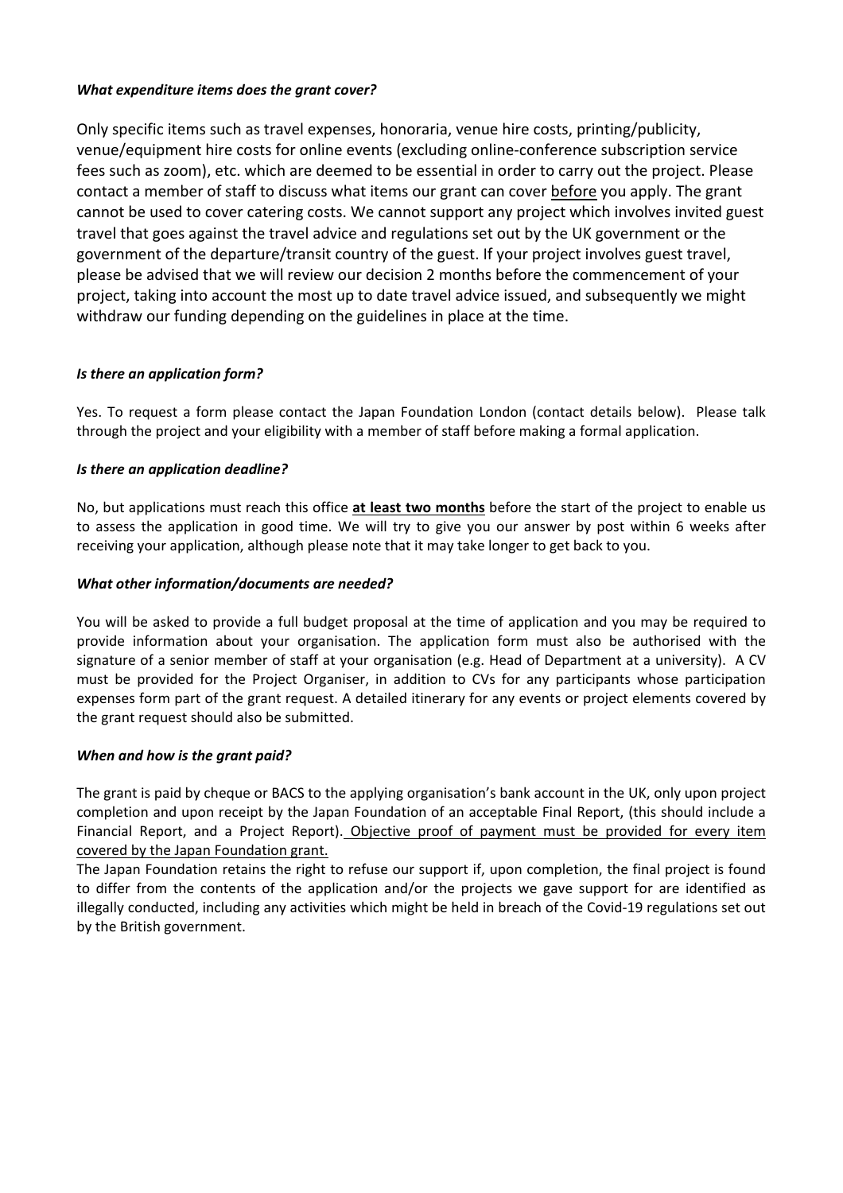***What expenditure items does the grant cover?***

Only specific items such as travel expenses, honoraria, venue hire costs, printing/publicity, venue/equipment hire costs for online events (excluding online-conference subscription service fees such as zoom), etc. which are deemed to be essential in order to carry out the project. Please contact a member of staff to discuss what items our grant can cover <u>before</u> you apply. The grant cannot be used to cover catering costs. We cannot support any project which involves invited guest travel that goes against the travel advice and regulations set out by the UK government or the government of the departure/transit country of the guest. If your project involves guest travel, please be advised that we will review our decision 2 months before the commencement of your project, taking into account the most up to date travel advice issued, and subsequently we might withdraw our funding depending on the guidelines in place at the time.

***Is there an application form?***

Yes. To request a form please contact the Japan Foundation London (contact details below). Please talk through the project and your eligibility with a member of staff before making a formal application.

***Is there an application deadline?***

No, but applications must reach this office **<u>at least two months</u>** before the start of the project to enable us to assess the application in good time. We will try to give you our answer by post within 6 weeks after receiving your application, although please note that it may take longer to get back to you.

***What other information/documents are needed?***

You will be asked to provide a full budget proposal at the time of application and you may be required to provide information about your organisation. The application form must also be authorised with the signature of a senior member of staff at your organisation (e.g. Head of Department at a university). A CV must be provided for the Project Organiser, in addition to CVs for any participants whose participation expenses form part of the grant request. A detailed itinerary for any events or project elements covered by the grant request should also be submitted.

***When and how is the grant paid?***

The grant is paid by cheque or BACS to the applying organisation's bank account in the UK, only upon project completion and upon receipt by the Japan Foundation of an acceptable Final Report, (this should include a Financial Report, and a Project Report). <u>Objective proof of payment must be provided for every item covered by the Japan Foundation grant.</u>

The Japan Foundation retains the right to refuse our support if, upon completion, the final project is found to differ from the contents of the application and/or the projects we gave support for are identified as illegally conducted, including any activities which might be held in breach of the Covid-19 regulations set out by the British government.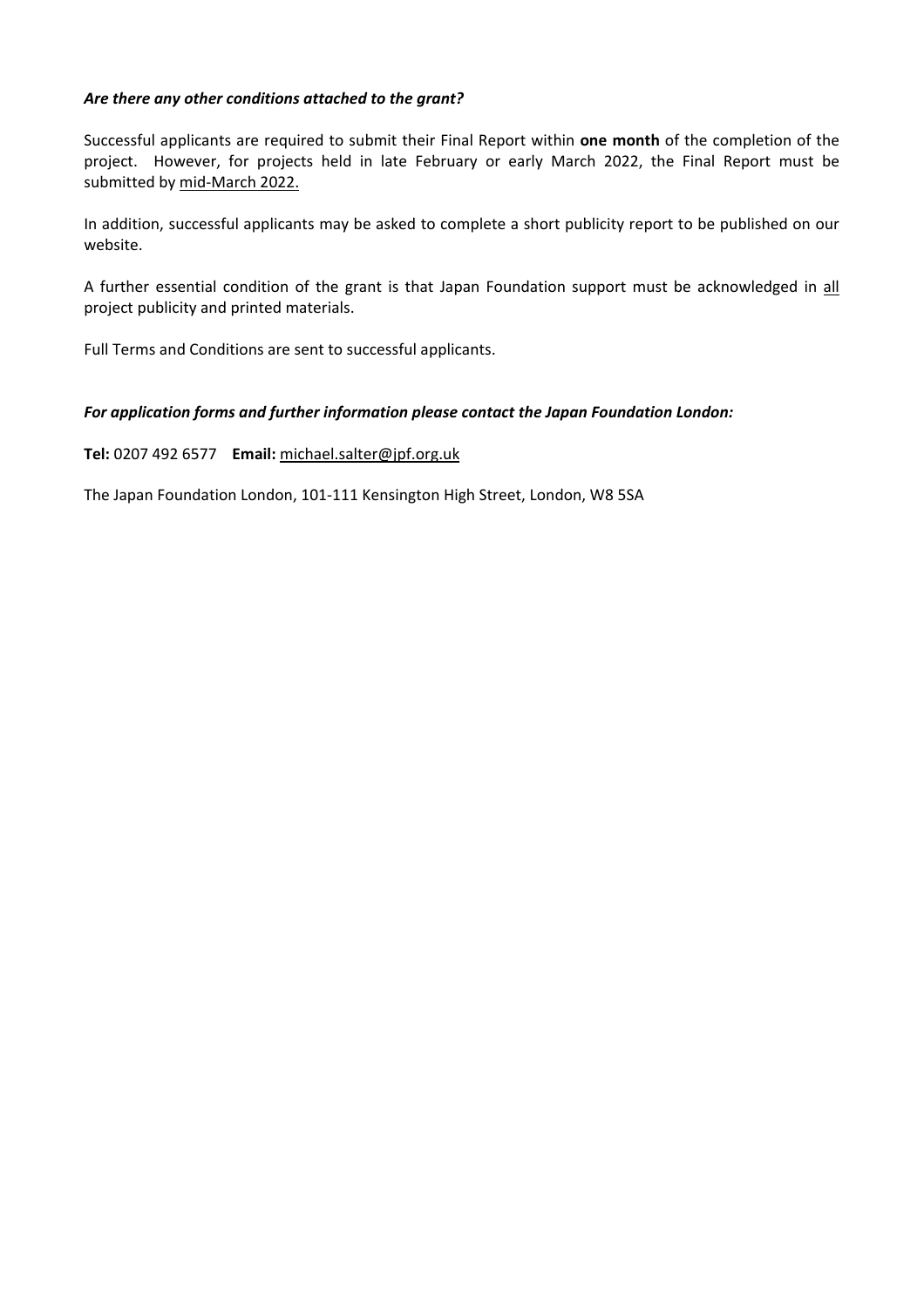***Are there any other conditions attached to the grant?***

Successful applicants are required to submit their Final Report within **one month** of the completion of the project. However, for projects held in late February or early March 2022, the Final Report must be submitted by mid-March 2022.

In addition, successful applicants may be asked to complete a short publicity report to be published on our website.

A further essential condition of the grant is that Japan Foundation support must be acknowledged in all project publicity and printed materials.

Full Terms and Conditions are sent to successful applicants.

***For application forms and further information please contact the Japan Foundation London:***

**Tel:** 0207 492 6577 **Email:** michael.salter@jpf.org.uk

The Japan Foundation London, 101-111 Kensington High Street, London, W8 5SA